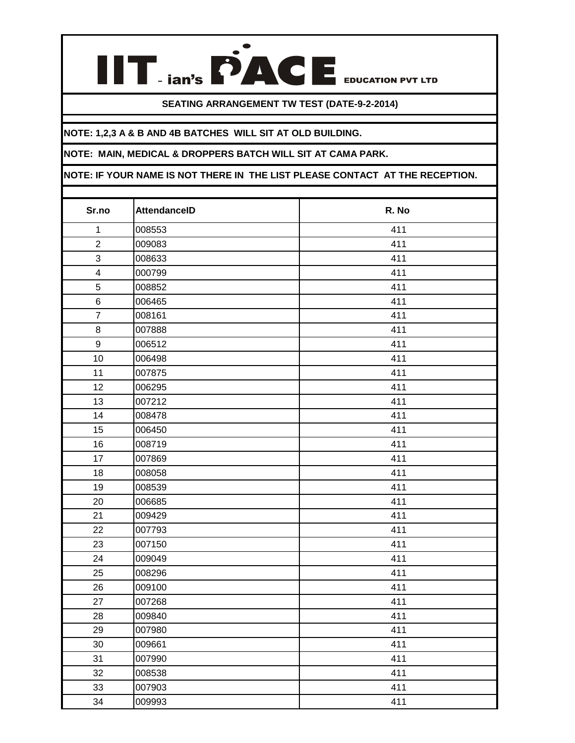# IIT-ian's PACE EDUCATION PVT LTD

**SEATING ARRANGEMENT TW TEST (DATE-9-2-2014)**

**NOTE: 1,2,3 A & B AND 4B BATCHES WILL SIT AT OLD BUILDING.**

**NOTE: MAIN, MEDICAL & DROPPERS BATCH WILL SIT AT CAMA PARK.**

**NOTE: IF YOUR NAME IS NOT THERE IN THE LIST PLEASE CONTACT AT THE RECEPTION.**

| Sr.no | AttendanceID | R. No |
|---|---|---|
| 1 | 008553 | 411 |
| 2 | 009083 | 411 |
| 3 | 008633 | 411 |
| 4 | 000799 | 411 |
| 5 | 008852 | 411 |
| 6 | 006465 | 411 |
| 7 | 008161 | 411 |
| 8 | 007888 | 411 |
| 9 | 006512 | 411 |
| 10 | 006498 | 411 |
| 11 | 007875 | 411 |
| 12 | 006295 | 411 |
| 13 | 007212 | 411 |
| 14 | 008478 | 411 |
| 15 | 006450 | 411 |
| 16 | 008719 | 411 |
| 17 | 007869 | 411 |
| 18 | 008058 | 411 |
| 19 | 008539 | 411 |
| 20 | 006685 | 411 |
| 21 | 009429 | 411 |
| 22 | 007793 | 411 |
| 23 | 007150 | 411 |
| 24 | 009049 | 411 |
| 25 | 008296 | 411 |
| 26 | 009100 | 411 |
| 27 | 007268 | 411 |
| 28 | 009840 | 411 |
| 29 | 007980 | 411 |
| 30 | 009661 | 411 |
| 31 | 007990 | 411 |
| 32 | 008538 | 411 |
| 33 | 007903 | 411 |
| 34 | 009993 | 411 |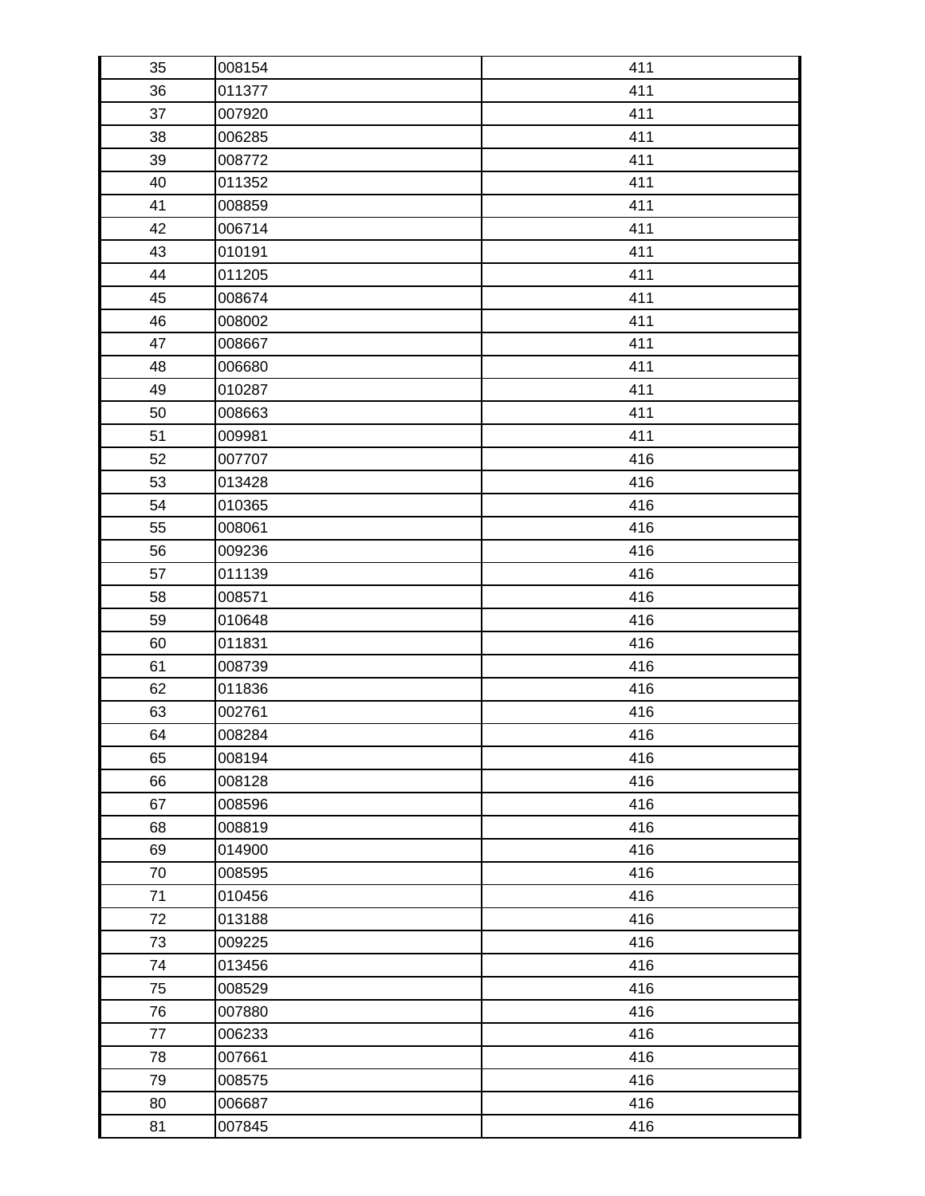| | | |
|---|---|---|
| 35 | 008154 | 411 |
| 36 | 011377 | 411 |
| 37 | 007920 | 411 |
| 38 | 006285 | 411 |
| 39 | 008772 | 411 |
| 40 | 011352 | 411 |
| 41 | 008859 | 411 |
| 42 | 006714 | 411 |
| 43 | 010191 | 411 |
| 44 | 011205 | 411 |
| 45 | 008674 | 411 |
| 46 | 008002 | 411 |
| 47 | 008667 | 411 |
| 48 | 006680 | 411 |
| 49 | 010287 | 411 |
| 50 | 008663 | 411 |
| 51 | 009981 | 411 |
| 52 | 007707 | 416 |
| 53 | 013428 | 416 |
| 54 | 010365 | 416 |
| 55 | 008061 | 416 |
| 56 | 009236 | 416 |
| 57 | 011139 | 416 |
| 58 | 008571 | 416 |
| 59 | 010648 | 416 |
| 60 | 011831 | 416 |
| 61 | 008739 | 416 |
| 62 | 011836 | 416 |
| 63 | 002761 | 416 |
| 64 | 008284 | 416 |
| 65 | 008194 | 416 |
| 66 | 008128 | 416 |
| 67 | 008596 | 416 |
| 68 | 008819 | 416 |
| 69 | 014900 | 416 |
| 70 | 008595 | 416 |
| 71 | 010456 | 416 |
| 72 | 013188 | 416 |
| 73 | 009225 | 416 |
| 74 | 013456 | 416 |
| 75 | 008529 | 416 |
| 76 | 007880 | 416 |
| 77 | 006233 | 416 |
| 78 | 007661 | 416 |
| 79 | 008575 | 416 |
| 80 | 006687 | 416 |
| 81 | 007845 | 416 |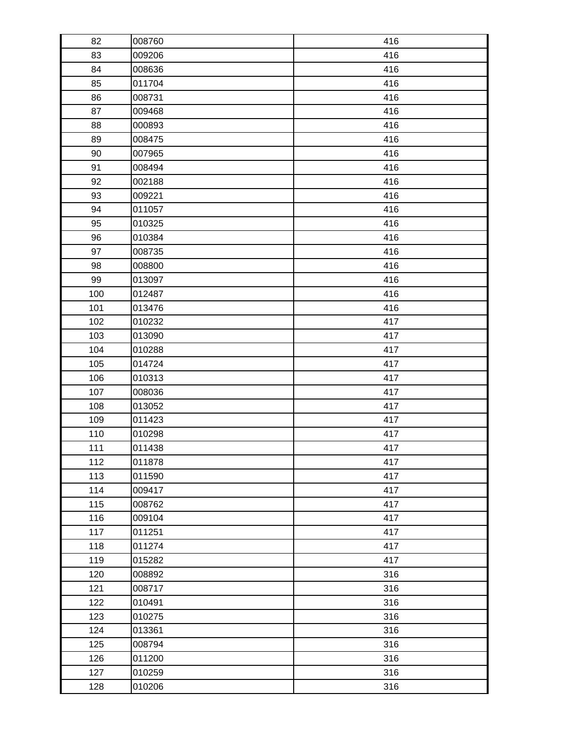| | | |
|---|---|---|
| 82 | 008760 | 416 |
| 83 | 009206 | 416 |
| 84 | 008636 | 416 |
| 85 | 011704 | 416 |
| 86 | 008731 | 416 |
| 87 | 009468 | 416 |
| 88 | 000893 | 416 |
| 89 | 008475 | 416 |
| 90 | 007965 | 416 |
| 91 | 008494 | 416 |
| 92 | 002188 | 416 |
| 93 | 009221 | 416 |
| 94 | 011057 | 416 |
| 95 | 010325 | 416 |
| 96 | 010384 | 416 |
| 97 | 008735 | 416 |
| 98 | 008800 | 416 |
| 99 | 013097 | 416 |
| 100 | 012487 | 416 |
| 101 | 013476 | 416 |
| 102 | 010232 | 417 |
| 103 | 013090 | 417 |
| 104 | 010288 | 417 |
| 105 | 014724 | 417 |
| 106 | 010313 | 417 |
| 107 | 008036 | 417 |
| 108 | 013052 | 417 |
| 109 | 011423 | 417 |
| 110 | 010298 | 417 |
| 111 | 011438 | 417 |
| 112 | 011878 | 417 |
| 113 | 011590 | 417 |
| 114 | 009417 | 417 |
| 115 | 008762 | 417 |
| 116 | 009104 | 417 |
| 117 | 011251 | 417 |
| 118 | 011274 | 417 |
| 119 | 015282 | 417 |
| 120 | 008892 | 316 |
| 121 | 008717 | 316 |
| 122 | 010491 | 316 |
| 123 | 010275 | 316 |
| 124 | 013361 | 316 |
| 125 | 008794 | 316 |
| 126 | 011200 | 316 |
| 127 | 010259 | 316 |
| 128 | 010206 | 316 |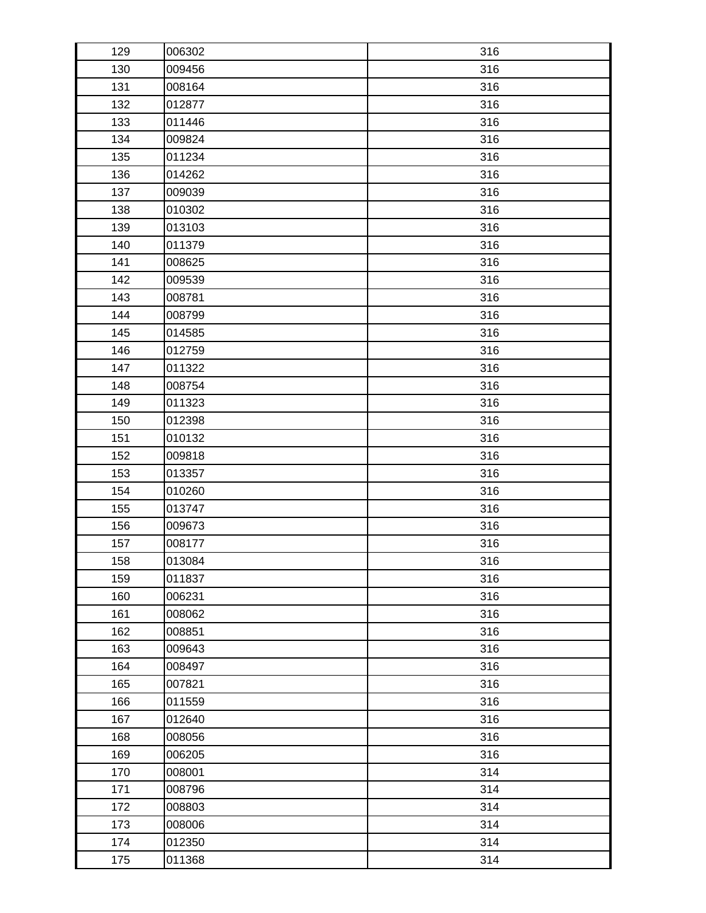| | | |
|---|---|---|
| 129 | 006302 | 316 |
| 130 | 009456 | 316 |
| 131 | 008164 | 316 |
| 132 | 012877 | 316 |
| 133 | 011446 | 316 |
| 134 | 009824 | 316 |
| 135 | 011234 | 316 |
| 136 | 014262 | 316 |
| 137 | 009039 | 316 |
| 138 | 010302 | 316 |
| 139 | 013103 | 316 |
| 140 | 011379 | 316 |
| 141 | 008625 | 316 |
| 142 | 009539 | 316 |
| 143 | 008781 | 316 |
| 144 | 008799 | 316 |
| 145 | 014585 | 316 |
| 146 | 012759 | 316 |
| 147 | 011322 | 316 |
| 148 | 008754 | 316 |
| 149 | 011323 | 316 |
| 150 | 012398 | 316 |
| 151 | 010132 | 316 |
| 152 | 009818 | 316 |
| 153 | 013357 | 316 |
| 154 | 010260 | 316 |
| 155 | 013747 | 316 |
| 156 | 009673 | 316 |
| 157 | 008177 | 316 |
| 158 | 013084 | 316 |
| 159 | 011837 | 316 |
| 160 | 006231 | 316 |
| 161 | 008062 | 316 |
| 162 | 008851 | 316 |
| 163 | 009643 | 316 |
| 164 | 008497 | 316 |
| 165 | 007821 | 316 |
| 166 | 011559 | 316 |
| 167 | 012640 | 316 |
| 168 | 008056 | 316 |
| 169 | 006205 | 316 |
| 170 | 008001 | 314 |
| 171 | 008796 | 314 |
| 172 | 008803 | 314 |
| 173 | 008006 | 314 |
| 174 | 012350 | 314 |
| 175 | 011368 | 314 |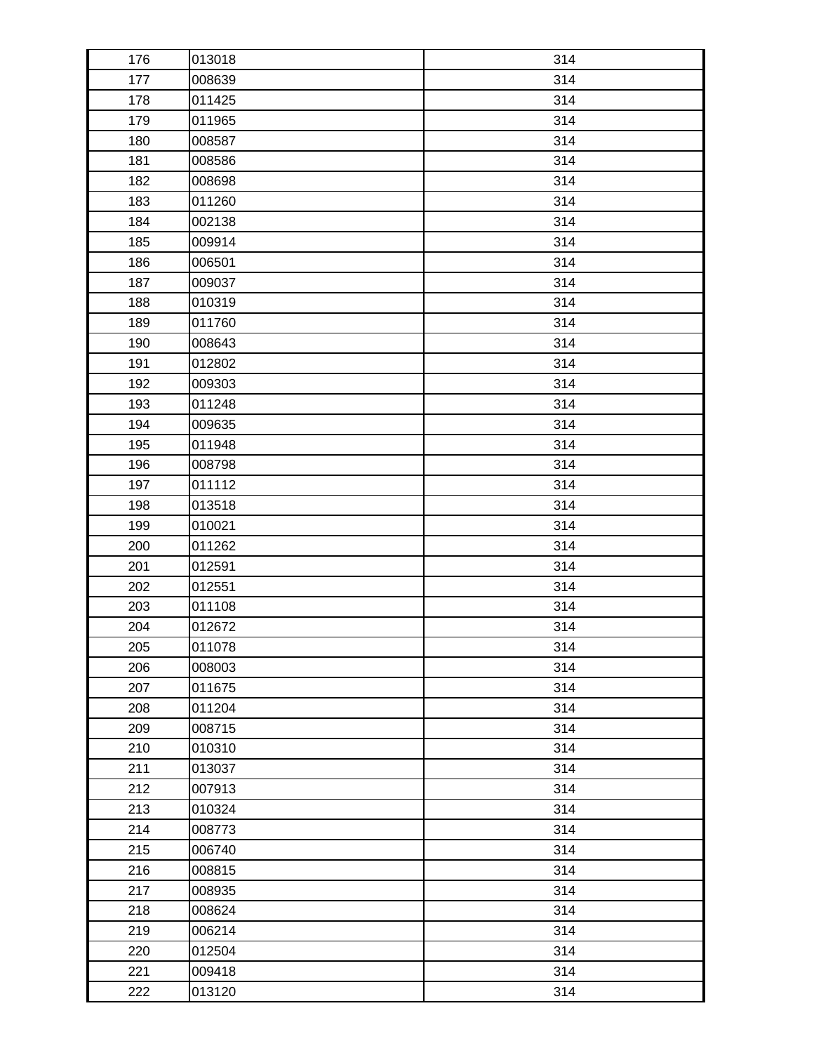| 176 | 013018 | 314 |
|---|---|---|
| 177 | 008639 | 314 |
| 178 | 011425 | 314 |
| 179 | 011965 | 314 |
| 180 | 008587 | 314 |
| 181 | 008586 | 314 |
| 182 | 008698 | 314 |
| 183 | 011260 | 314 |
| 184 | 002138 | 314 |
| 185 | 009914 | 314 |
| 186 | 006501 | 314 |
| 187 | 009037 | 314 |
| 188 | 010319 | 314 |
| 189 | 011760 | 314 |
| 190 | 008643 | 314 |
| 191 | 012802 | 314 |
| 192 | 009303 | 314 |
| 193 | 011248 | 314 |
| 194 | 009635 | 314 |
| 195 | 011948 | 314 |
| 196 | 008798 | 314 |
| 197 | 011112 | 314 |
| 198 | 013518 | 314 |
| 199 | 010021 | 314 |
| 200 | 011262 | 314 |
| 201 | 012591 | 314 |
| 202 | 012551 | 314 |
| 203 | 011108 | 314 |
| 204 | 012672 | 314 |
| 205 | 011078 | 314 |
| 206 | 008003 | 314 |
| 207 | 011675 | 314 |
| 208 | 011204 | 314 |
| 209 | 008715 | 314 |
| 210 | 010310 | 314 |
| 211 | 013037 | 314 |
| 212 | 007913 | 314 |
| 213 | 010324 | 314 |
| 214 | 008773 | 314 |
| 215 | 006740 | 314 |
| 216 | 008815 | 314 |
| 217 | 008935 | 314 |
| 218 | 008624 | 314 |
| 219 | 006214 | 314 |
| 220 | 012504 | 314 |
| 221 | 009418 | 314 |
| 222 | 013120 | 314 |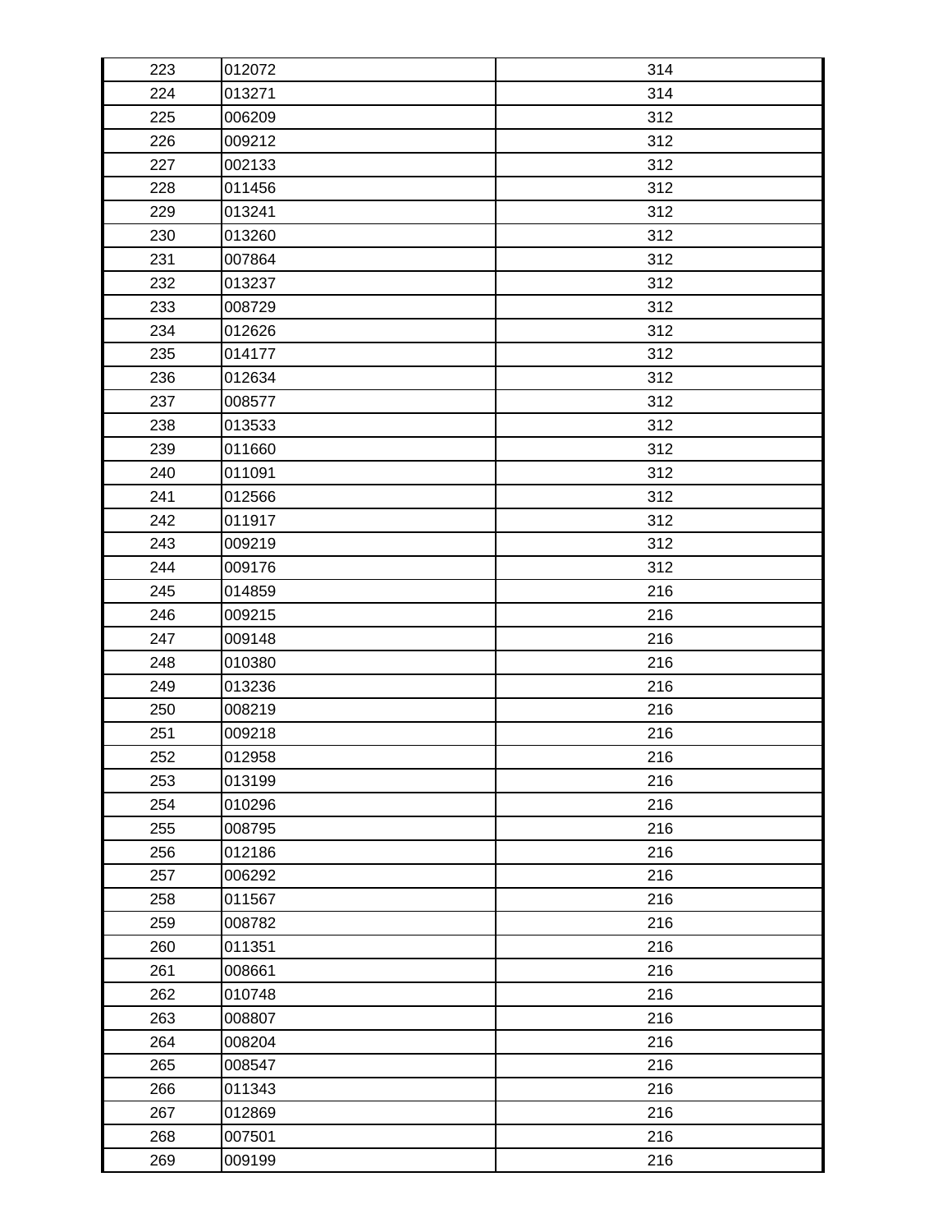| 223 | 012072 | 314 |
|---|---|---|
| 224 | 013271 | 314 |
| 225 | 006209 | 312 |
| 226 | 009212 | 312 |
| 227 | 002133 | 312 |
| 228 | 011456 | 312 |
| 229 | 013241 | 312 |
| 230 | 013260 | 312 |
| 231 | 007864 | 312 |
| 232 | 013237 | 312 |
| 233 | 008729 | 312 |
| 234 | 012626 | 312 |
| 235 | 014177 | 312 |
| 236 | 012634 | 312 |
| 237 | 008577 | 312 |
| 238 | 013533 | 312 |
| 239 | 011660 | 312 |
| 240 | 011091 | 312 |
| 241 | 012566 | 312 |
| 242 | 011917 | 312 |
| 243 | 009219 | 312 |
| 244 | 009176 | 312 |
| 245 | 014859 | 216 |
| 246 | 009215 | 216 |
| 247 | 009148 | 216 |
| 248 | 010380 | 216 |
| 249 | 013236 | 216 |
| 250 | 008219 | 216 |
| 251 | 009218 | 216 |
| 252 | 012958 | 216 |
| 253 | 013199 | 216 |
| 254 | 010296 | 216 |
| 255 | 008795 | 216 |
| 256 | 012186 | 216 |
| 257 | 006292 | 216 |
| 258 | 011567 | 216 |
| 259 | 008782 | 216 |
| 260 | 011351 | 216 |
| 261 | 008661 | 216 |
| 262 | 010748 | 216 |
| 263 | 008807 | 216 |
| 264 | 008204 | 216 |
| 265 | 008547 | 216 |
| 266 | 011343 | 216 |
| 267 | 012869 | 216 |
| 268 | 007501 | 216 |
| 269 | 009199 | 216 |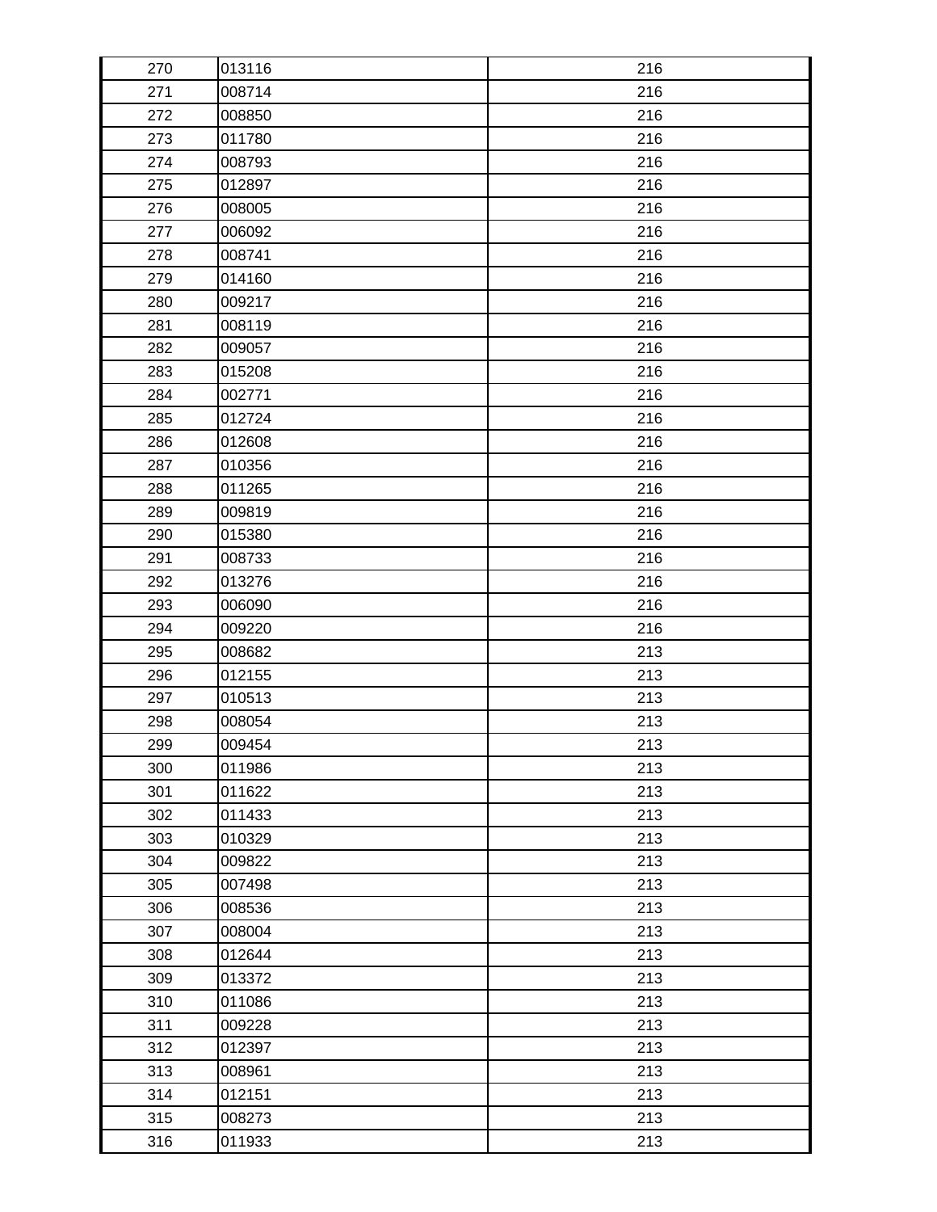| | | |
|---|---|---|
| 270 | 013116 | 216 |
| 271 | 008714 | 216 |
| 272 | 008850 | 216 |
| 273 | 011780 | 216 |
| 274 | 008793 | 216 |
| 275 | 012897 | 216 |
| 276 | 008005 | 216 |
| 277 | 006092 | 216 |
| 278 | 008741 | 216 |
| 279 | 014160 | 216 |
| 280 | 009217 | 216 |
| 281 | 008119 | 216 |
| 282 | 009057 | 216 |
| 283 | 015208 | 216 |
| 284 | 002771 | 216 |
| 285 | 012724 | 216 |
| 286 | 012608 | 216 |
| 287 | 010356 | 216 |
| 288 | 011265 | 216 |
| 289 | 009819 | 216 |
| 290 | 015380 | 216 |
| 291 | 008733 | 216 |
| 292 | 013276 | 216 |
| 293 | 006090 | 216 |
| 294 | 009220 | 216 |
| 295 | 008682 | 213 |
| 296 | 012155 | 213 |
| 297 | 010513 | 213 |
| 298 | 008054 | 213 |
| 299 | 009454 | 213 |
| 300 | 011986 | 213 |
| 301 | 011622 | 213 |
| 302 | 011433 | 213 |
| 303 | 010329 | 213 |
| 304 | 009822 | 213 |
| 305 | 007498 | 213 |
| 306 | 008536 | 213 |
| 307 | 008004 | 213 |
| 308 | 012644 | 213 |
| 309 | 013372 | 213 |
| 310 | 011086 | 213 |
| 311 | 009228 | 213 |
| 312 | 012397 | 213 |
| 313 | 008961 | 213 |
| 314 | 012151 | 213 |
| 315 | 008273 | 213 |
| 316 | 011933 | 213 |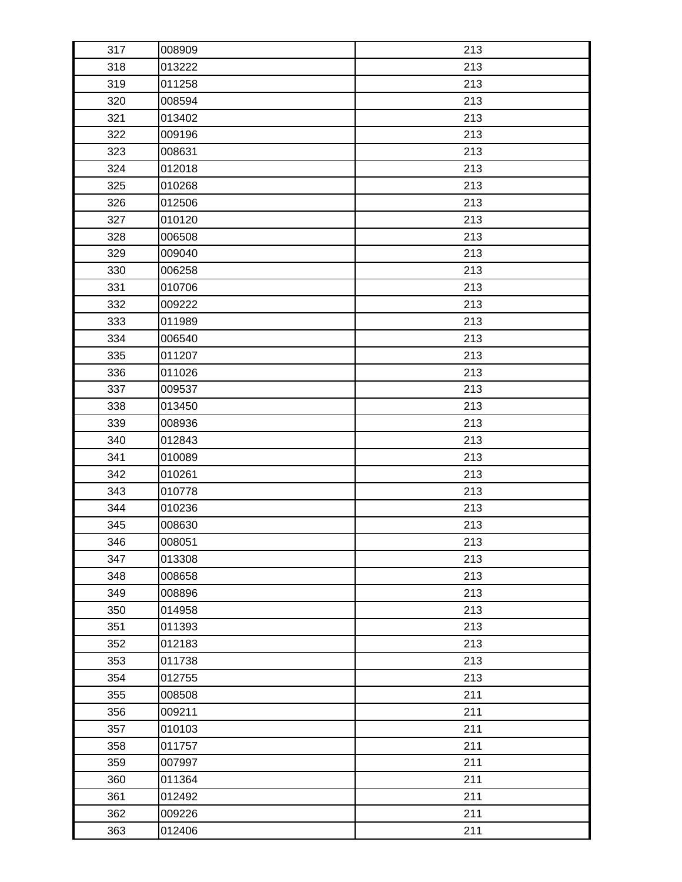| | | |
|---|---|---|
| 317 | 008909 | 213 |
| 318 | 013222 | 213 |
| 319 | 011258 | 213 |
| 320 | 008594 | 213 |
| 321 | 013402 | 213 |
| 322 | 009196 | 213 |
| 323 | 008631 | 213 |
| 324 | 012018 | 213 |
| 325 | 010268 | 213 |
| 326 | 012506 | 213 |
| 327 | 010120 | 213 |
| 328 | 006508 | 213 |
| 329 | 009040 | 213 |
| 330 | 006258 | 213 |
| 331 | 010706 | 213 |
| 332 | 009222 | 213 |
| 333 | 011989 | 213 |
| 334 | 006540 | 213 |
| 335 | 011207 | 213 |
| 336 | 011026 | 213 |
| 337 | 009537 | 213 |
| 338 | 013450 | 213 |
| 339 | 008936 | 213 |
| 340 | 012843 | 213 |
| 341 | 010089 | 213 |
| 342 | 010261 | 213 |
| 343 | 010778 | 213 |
| 344 | 010236 | 213 |
| 345 | 008630 | 213 |
| 346 | 008051 | 213 |
| 347 | 013308 | 213 |
| 348 | 008658 | 213 |
| 349 | 008896 | 213 |
| 350 | 014958 | 213 |
| 351 | 011393 | 213 |
| 352 | 012183 | 213 |
| 353 | 011738 | 213 |
| 354 | 012755 | 213 |
| 355 | 008508 | 211 |
| 356 | 009211 | 211 |
| 357 | 010103 | 211 |
| 358 | 011757 | 211 |
| 359 | 007997 | 211 |
| 360 | 011364 | 211 |
| 361 | 012492 | 211 |
| 362 | 009226 | 211 |
| 363 | 012406 | 211 |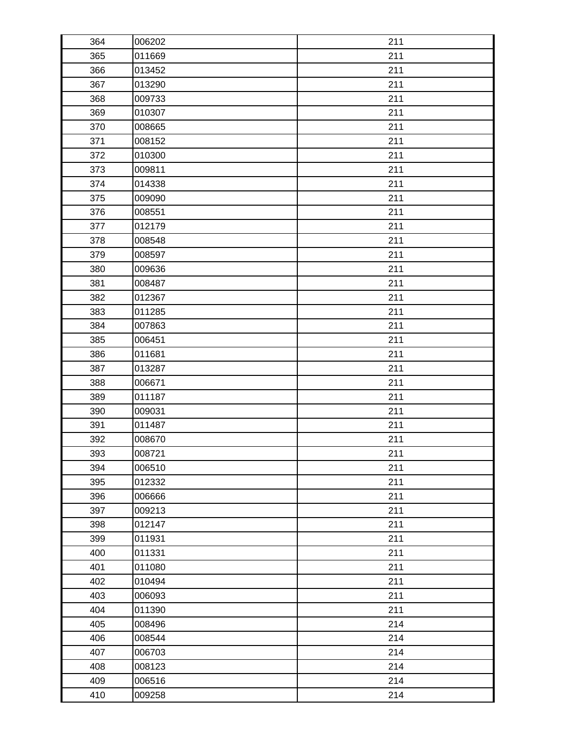| | | |
|---|---|---|
| 364 | 006202 | 211 |
| 365 | 011669 | 211 |
| 366 | 013452 | 211 |
| 367 | 013290 | 211 |
| 368 | 009733 | 211 |
| 369 | 010307 | 211 |
| 370 | 008665 | 211 |
| 371 | 008152 | 211 |
| 372 | 010300 | 211 |
| 373 | 009811 | 211 |
| 374 | 014338 | 211 |
| 375 | 009090 | 211 |
| 376 | 008551 | 211 |
| 377 | 012179 | 211 |
| 378 | 008548 | 211 |
| 379 | 008597 | 211 |
| 380 | 009636 | 211 |
| 381 | 008487 | 211 |
| 382 | 012367 | 211 |
| 383 | 011285 | 211 |
| 384 | 007863 | 211 |
| 385 | 006451 | 211 |
| 386 | 011681 | 211 |
| 387 | 013287 | 211 |
| 388 | 006671 | 211 |
| 389 | 011187 | 211 |
| 390 | 009031 | 211 |
| 391 | 011487 | 211 |
| 392 | 008670 | 211 |
| 393 | 008721 | 211 |
| 394 | 006510 | 211 |
| 395 | 012332 | 211 |
| 396 | 006666 | 211 |
| 397 | 009213 | 211 |
| 398 | 012147 | 211 |
| 399 | 011931 | 211 |
| 400 | 011331 | 211 |
| 401 | 011080 | 211 |
| 402 | 010494 | 211 |
| 403 | 006093 | 211 |
| 404 | 011390 | 211 |
| 405 | 008496 | 214 |
| 406 | 008544 | 214 |
| 407 | 006703 | 214 |
| 408 | 008123 | 214 |
| 409 | 006516 | 214 |
| 410 | 009258 | 214 |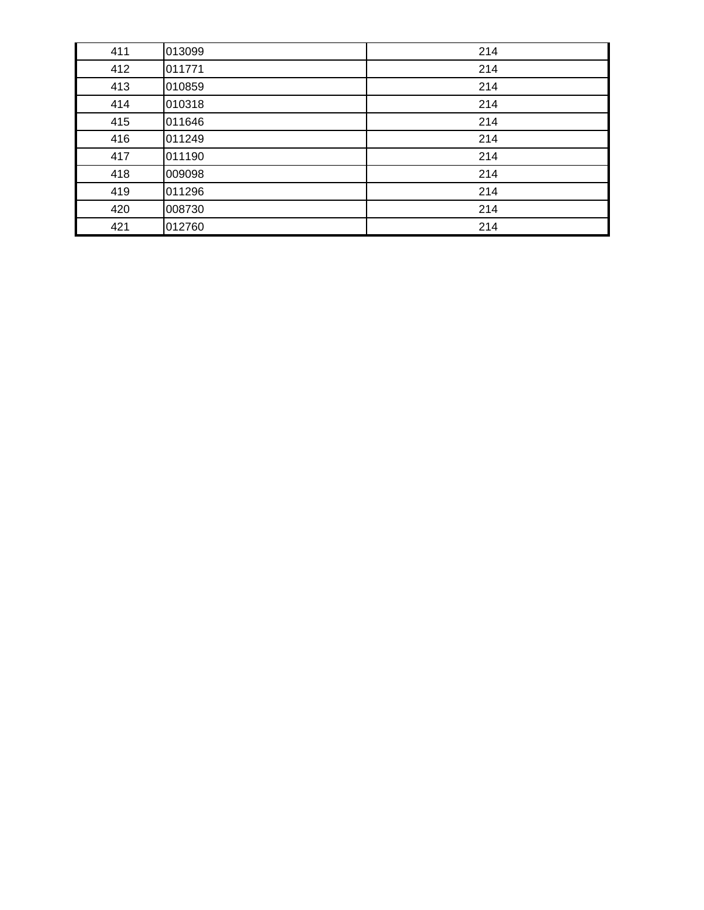| | | |
|---|---|---|
| 411 | 013099 | 214 |
| 412 | 011771 | 214 |
| 413 | 010859 | 214 |
| 414 | 010318 | 214 |
| 415 | 011646 | 214 |
| 416 | 011249 | 214 |
| 417 | 011190 | 214 |
| 418 | 009098 | 214 |
| 419 | 011296 | 214 |
| 420 | 008730 | 214 |
| 421 | 012760 | 214 |